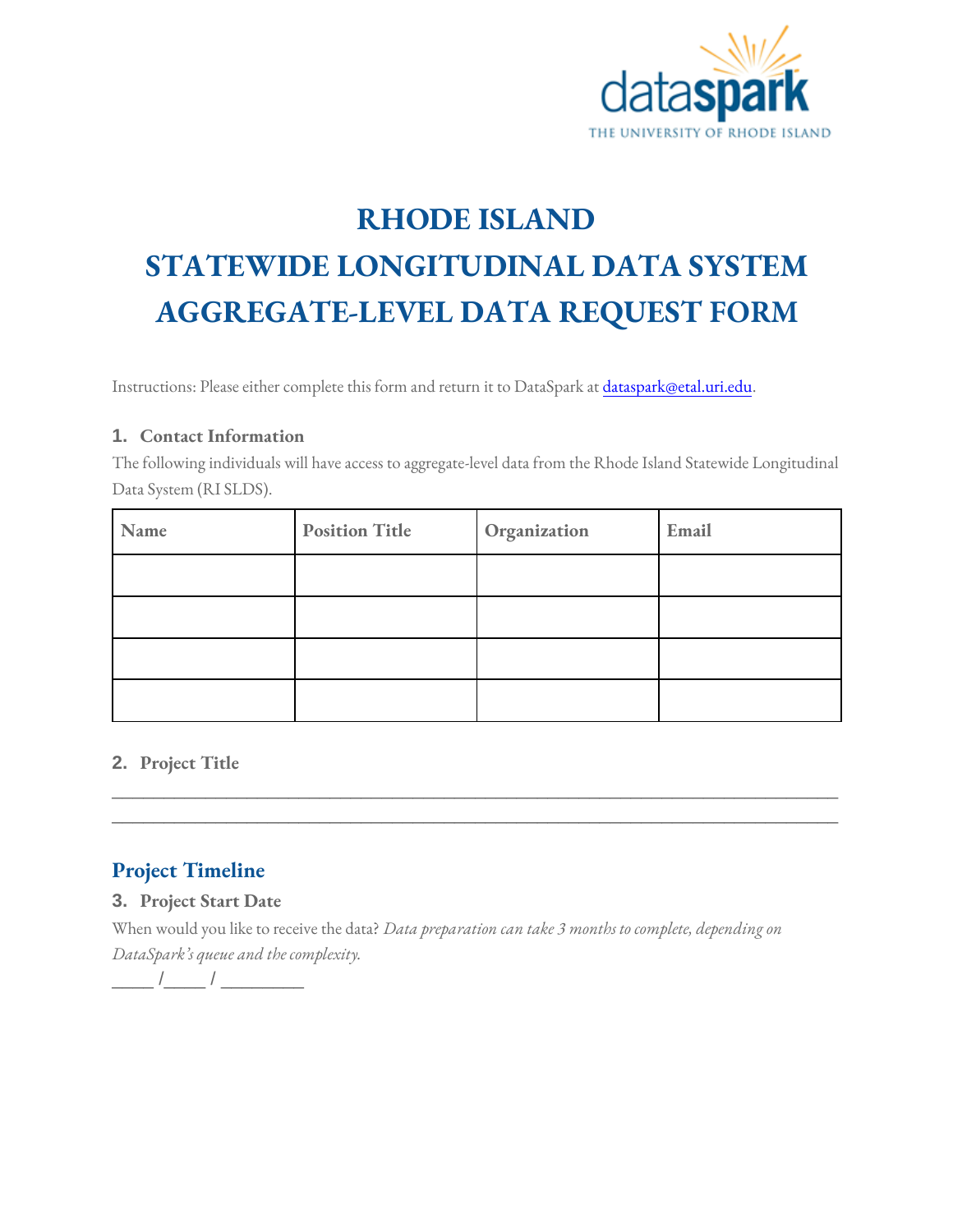datasparK
THE UNIVERSITY OF RHODE ISLAND

# RHODE ISLAND
# STATEWIDE LONGITUDINAL DATA SYSTEM
# AGGREGATE-LEVEL DATA REQUEST FORM

Instructions: Please either complete this form and return it to DataSpark at dataspark@etal.uri.edu.

### 1. Contact Information

The following individuals will have access to aggregate-level data from the Rhode Island Statewide Longitudinal Data System (RI SLDS).

| Name | Position Title | Organization | Email |
|---|---|---|---|
| | | | |
| | | | |
| | | | |
| | | | |

### 2. Project Title

_______________________________________________________________________________
_______________________________________________________________________________

## Project Timeline

### 3. Project Start Date

When would you like to receive the data? *Data preparation can take 3 months to complete, depending on DataSpark's queue and the complexity.*

_____ /_____ / _________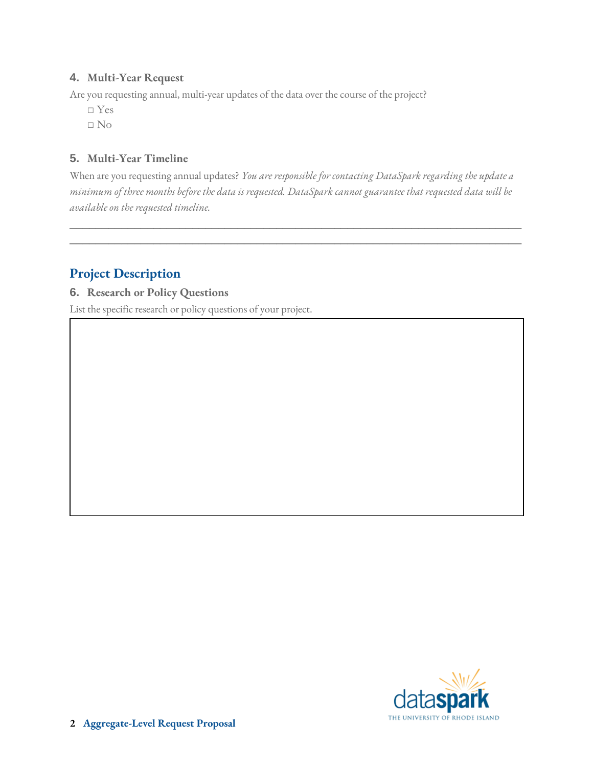### 4. Multi-Year Request

Are you requesting annual, multi-year updates of the data over the course of the project?

□ Yes

□ No

### 5. Multi-Year Timeline

When are you requesting annual updates? *You are responsible for contacting DataSpark regarding the update a minimum of three months before the data is requested. DataSpark cannot guarantee that requested data will be available on the requested timeline.*

\_\_\_\_\_\_\_\_\_\_\_\_\_\_\_\_\_\_\_\_\_\_\_\_\_\_\_\_\_\_\_\_\_\_\_\_\_\_\_\_\_\_\_\_\_\_\_\_\_\_\_\_\_\_\_\_\_\_\_\_\_\_\_\_\_\_\_\_\_\_\_\_\_\_\_\_

\_\_\_\_\_\_\_\_\_\_\_\_\_\_\_\_\_\_\_\_\_\_\_\_\_\_\_\_\_\_\_\_\_\_\_\_\_\_\_\_\_\_\_\_\_\_\_\_\_\_\_\_\_\_\_\_\_\_\_\_\_\_\_\_\_\_\_\_\_\_\_\_\_\_\_\_

## Project Description

### 6. Research or Policy Questions

List the specific research or policy questions of your project.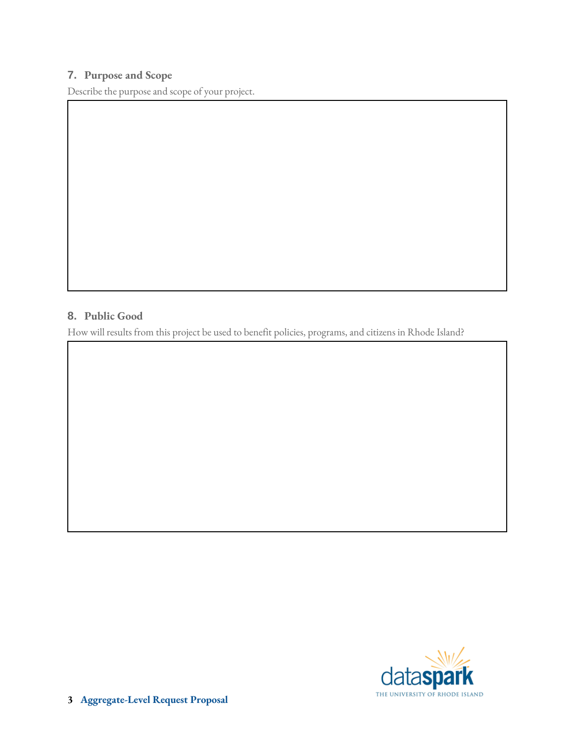### 7. Purpose and Scope

Describe the purpose and scope of your project.

### 8. Public Good

How will results from this project be used to benefit policies, programs, and citizens in Rhode Island?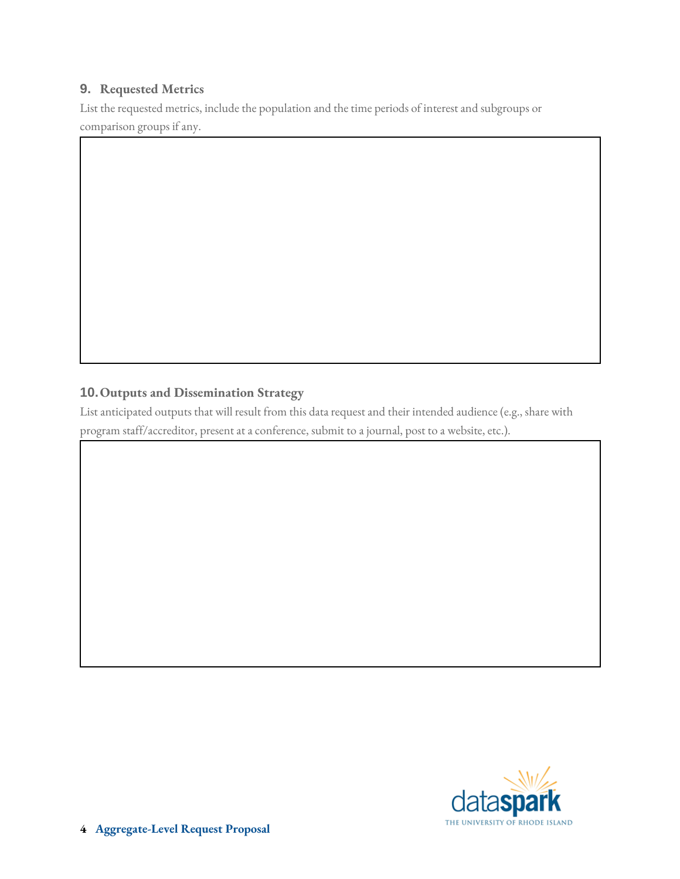## 9. Requested Metrics

List the requested metrics, include the population and the time periods of interest and subgroups or comparison groups if any.

## 10. Outputs and Dissemination Strategy

List anticipated outputs that will result from this data request and their intended audience (e.g., share with program staff/accreditor, present at a conference, submit to a journal, post to a website, etc.).